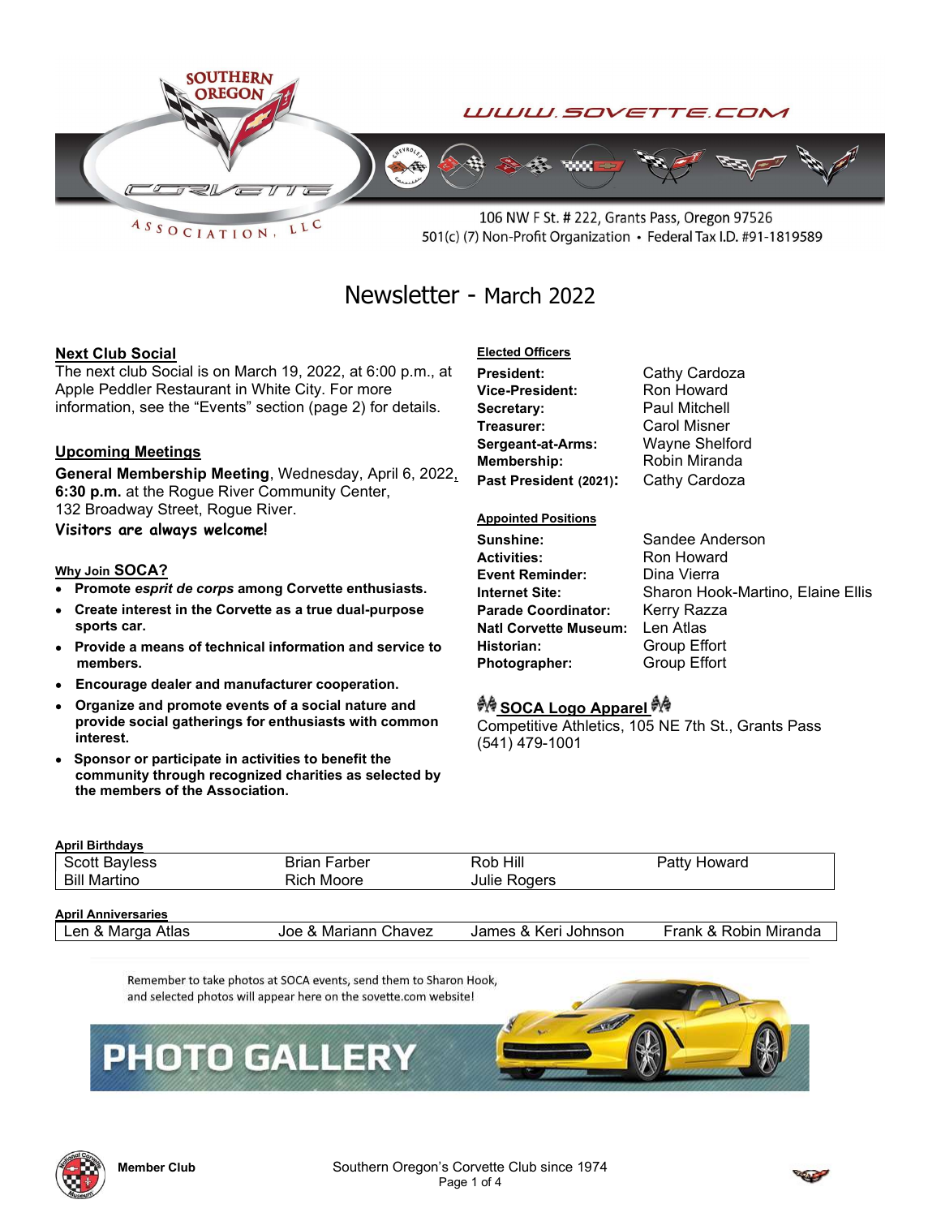SOUTHERN OREGON CORVETTE ASSOCIATION, LLC

WWW.SOVETTE.COM

106 NW F St. # 222, Grants Pass, Oregon 97526
501(c) (7) Non-Profit Organization • Federal Tax I.D. #91-1819589

# Newsletter - March 2022

## Next Club Social

The next club Social is on March 19, 2022, at 6:00 p.m., at Apple Peddler Restaurant in White City. For more information, see the "Events" section (page 2) for details.

## Upcoming Meetings

**General Membership Meeting**, Wednesday, April 6, 2022, **6:30 p.m.** at the Rogue River Community Center, 132 Broadway Street, Rogue River.

**Visitors are always welcome!**

## Why Join SOCA?

- **Promote *esprit de corps* among Corvette enthusiasts.**
- **Create interest in the Corvette as a true dual-purpose sports car.**
- **Provide a means of technical information and service to members.**
- **Encourage dealer and manufacturer cooperation.**
- **Organize and promote events of a social nature and provide social gatherings for enthusiasts with common interest.**
- **Sponsor or participate in activities to benefit the community through recognized charities as selected by the members of the Association.**

## Elected Officers

| | |
|---|---|
| **President:** | Cathy Cardoza |
| **Vice-President:** | Ron Howard |
| **Secretary:** | Paul Mitchell |
| **Treasurer:** | Carol Misner |
| **Sergeant-at-Arms:** | Wayne Shelford |
| **Membership:** | Robin Miranda |
| **Past President (2021):** | Cathy Cardoza |

## Appointed Positions

| | |
|---|---|
| **Sunshine:** | Sandee Anderson |
| **Activities:** | Ron Howard |
| **Event Reminder:** | Dina Vierra |
| **Internet Site:** | Sharon Hook-Martino, Elaine Ellis |
| **Parade Coordinator:** | Kerry Razza |
| **Natl Corvette Museum:** | Len Atlas |
| **Historian:** | Group Effort |
| **Photographer:** | Group Effort |

## SOCA Logo Apparel

Competitive Athletics, 105 NE 7th St., Grants Pass
(541) 479-1001

### April Birthdays

| | | | |
|---|---|---|---|
| Scott Bayless | Brian Farber | Rob Hill | Patty Howard |
| Bill Martino | Rich Moore | Julie Rogers | |

### April Anniversaries

| | | | |
|---|---|---|---|
| Len & Marga Atlas | Joe & Mariann Chavez | James & Keri Johnson | Frank & Robin Miranda |

Remember to take photos at SOCA events, send them to Sharon Hook, and selected photos will appear here on the sovette.com website!

PHOTO GALLERY

Member Club

Southern Oregon's Corvette Club since 1974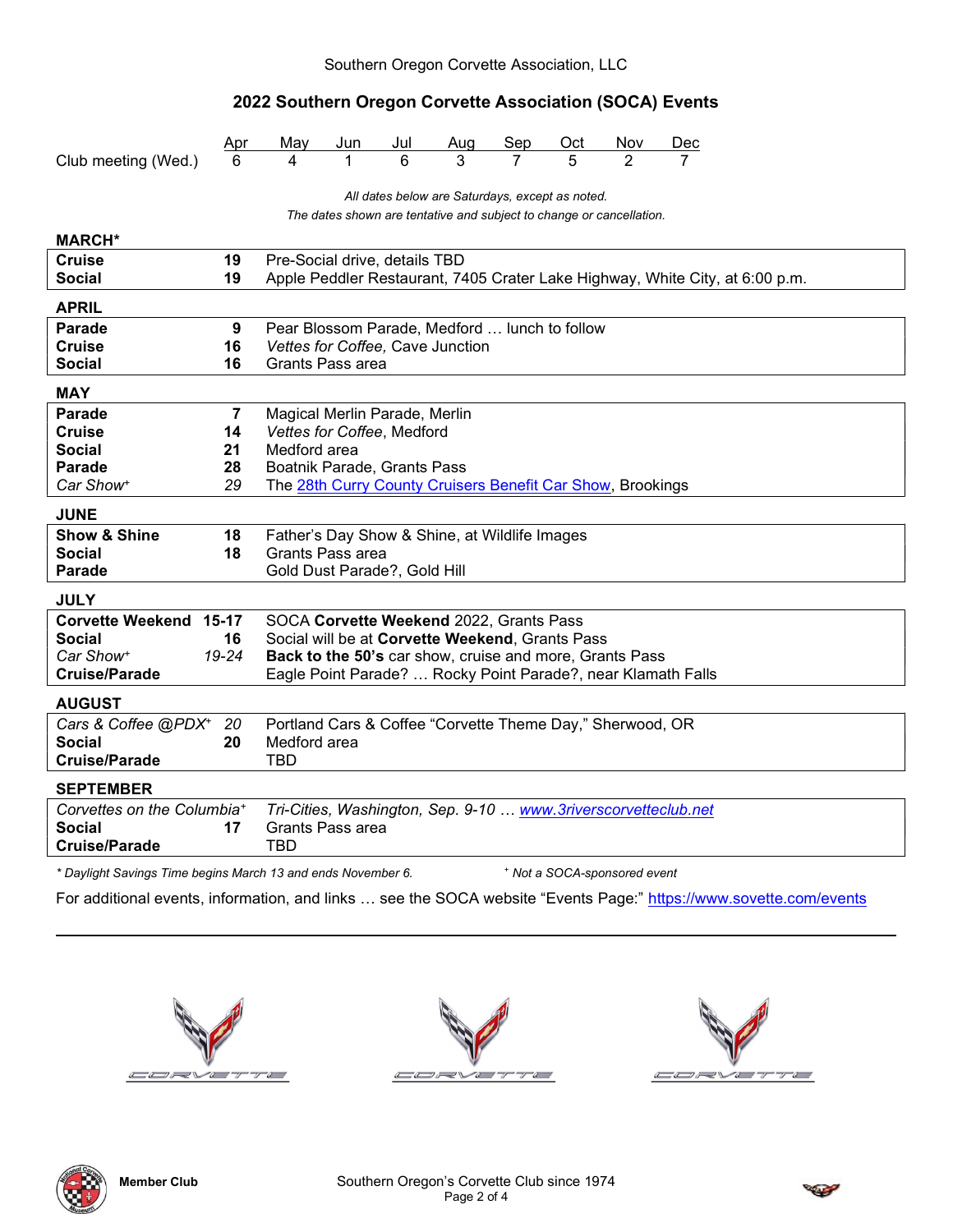Southern Oregon Corvette Association, LLC

## 2022 Southern Oregon Corvette Association (SOCA) Events

| | Apr | May | Jun | Jul | Aug | Sep | Oct | Nov | Dec |
|---|---|---|---|---|---|---|---|---|---|
| Club meeting (Wed.) | 6 | 4 | 1 | 6 | 3 | 7 | 5 | 2 | 7 |

*All dates below are Saturdays, except as noted.*

*The dates shown are tentative and subject to change or cancellation.*

### MARCH*

| | | |
|---|---|---|
| **Cruise** | **19** | Pre-Social drive, details TBD |
| **Social** | **19** | Apple Peddler Restaurant, 7405 Crater Lake Highway, White City, at 6:00 p.m. |

### APRIL

| | | |
|---|---|---|
| **Parade** | **9** | Pear Blossom Parade, Medford … lunch to follow |
| **Cruise** | **16** | *Vettes for Coffee,* Cave Junction |
| **Social** | **16** | Grants Pass area |

### MAY

| | | |
|---|---|---|
| **Parade** | **7** | Magical Merlin Parade, Merlin |
| **Cruise** | **14** | *Vettes for Coffee*, Medford |
| **Social** | **21** | Medford area |
| **Parade** | **28** | Boatnik Parade, Grants Pass |
| *Car Show*+ | *29* | The 28th Curry County Cruisers Benefit Car Show, Brookings |

### JUNE

| | | |
|---|---|---|
| **Show & Shine** | **18** | Father's Day Show & Shine, at Wildlife Images |
| **Social** | **18** | Grants Pass area |
| **Parade** | | Gold Dust Parade?, Gold Hill |

### JULY

| | | |
|---|---|---|
| **Corvette Weekend** | **15-17** | SOCA **Corvette Weekend** 2022, Grants Pass |
| **Social** | **16** | Social will be at **Corvette Weekend**, Grants Pass |
| *Car Show*+ | *19-24* | **Back to the 50's** car show, cruise and more, Grants Pass |
| **Cruise/Parade** | | Eagle Point Parade? … Rocky Point Parade?, near Klamath Falls |

### AUGUST

| | | |
|---|---|---|
| *Cars & Coffee @PDX*+ | *20* | Portland Cars & Coffee "Corvette Theme Day," Sherwood, OR |
| **Social** | **20** | Medford area |
| **Cruise/Parade** | | TBD |

### SEPTEMBER

| | | |
|---|---|---|
| *Corvettes on the Columbia*+ | | *Tri-Cities, Washington, Sep. 9-10 … www.3riverscorvetteclub.net* |
| **Social** | **17** | Grants Pass area |
| **Cruise/Parade** | | TBD |

*\* Daylight Savings Time begins March 13 and ends November 6.* *+ Not a SOCA-sponsored event*

For additional events, information, and links … see the SOCA website "Events Page:" https://www.sovette.com/events

Member Club

Southern Oregon's Corvette Club since 1974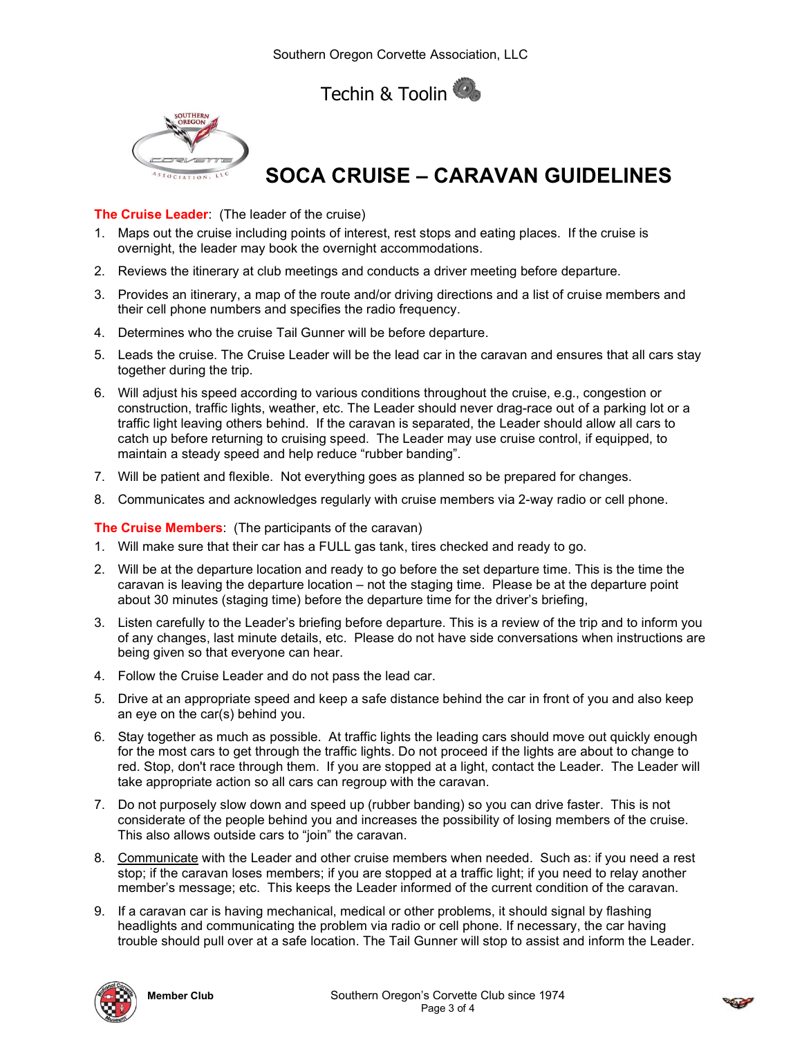Southern Oregon Corvette Association, LLC

Techin & Toolin

# SOCA CRUISE – CARAVAN GUIDELINES

**The Cruise Leader**: (The leader of the cruise)

1. Maps out the cruise including points of interest, rest stops and eating places. If the cruise is overnight, the leader may book the overnight accommodations.
2. Reviews the itinerary at club meetings and conducts a driver meeting before departure.
3. Provides an itinerary, a map of the route and/or driving directions and a list of cruise members and their cell phone numbers and specifies the radio frequency.
4. Determines who the cruise Tail Gunner will be before departure.
5. Leads the cruise. The Cruise Leader will be the lead car in the caravan and ensures that all cars stay together during the trip.
6. Will adjust his speed according to various conditions throughout the cruise, e.g., congestion or construction, traffic lights, weather, etc. The Leader should never drag-race out of a parking lot or a traffic light leaving others behind. If the caravan is separated, the Leader should allow all cars to catch up before returning to cruising speed. The Leader may use cruise control, if equipped, to maintain a steady speed and help reduce "rubber banding".
7. Will be patient and flexible. Not everything goes as planned so be prepared for changes.
8. Communicates and acknowledges regularly with cruise members via 2-way radio or cell phone.

**The Cruise Members**: (The participants of the caravan)

1. Will make sure that their car has a FULL gas tank, tires checked and ready to go.
2. Will be at the departure location and ready to go before the set departure time. This is the time the caravan is leaving the departure location – not the staging time. Please be at the departure point about 30 minutes (staging time) before the departure time for the driver's briefing,
3. Listen carefully to the Leader's briefing before departure. This is a review of the trip and to inform you of any changes, last minute details, etc. Please do not have side conversations when instructions are being given so that everyone can hear.
4. Follow the Cruise Leader and do not pass the lead car.
5. Drive at an appropriate speed and keep a safe distance behind the car in front of you and also keep an eye on the car(s) behind you.
6. Stay together as much as possible. At traffic lights the leading cars should move out quickly enough for the most cars to get through the traffic lights. Do not proceed if the lights are about to change to red. Stop, don't race through them. If you are stopped at a light, contact the Leader. The Leader will take appropriate action so all cars can regroup with the caravan.
7. Do not purposely slow down and speed up (rubber banding) so you can drive faster. This is not considerate of the people behind you and increases the possibility of losing members of the cruise. This also allows outside cars to "join" the caravan.
8. Communicate with the Leader and other cruise members when needed. Such as: if you need a rest stop; if the caravan loses members; if you are stopped at a traffic light; if you need to relay another member's message; etc. This keeps the Leader informed of the current condition of the caravan.
9. If a caravan car is having mechanical, medical or other problems, it should signal by flashing headlights and communicating the problem via radio or cell phone. If necessary, the car having trouble should pull over at a safe location. The Tail Gunner will stop to assist and inform the Leader.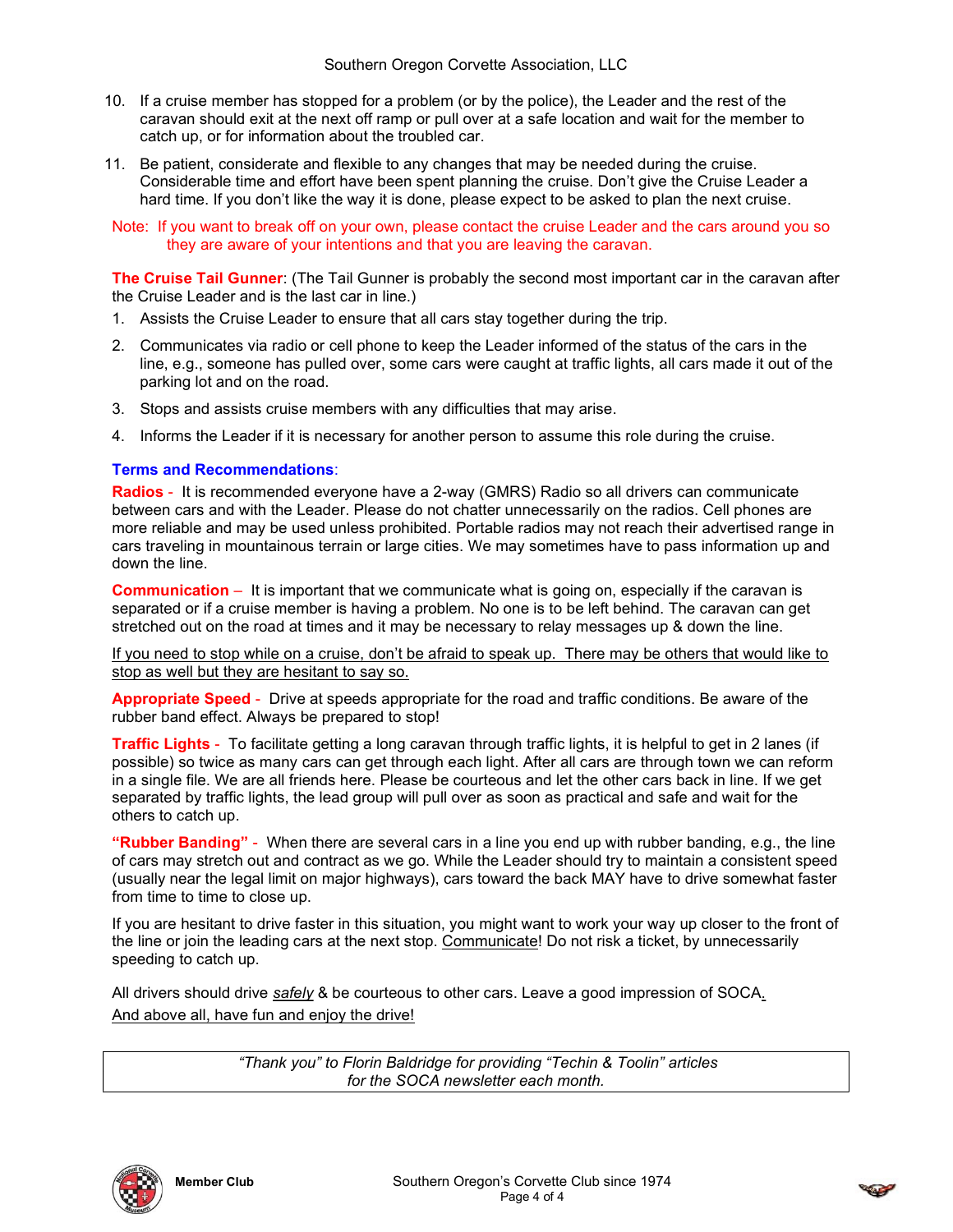10. If a cruise member has stopped for a problem (or by the police), the Leader and the rest of the caravan should exit at the next off ramp or pull over at a safe location and wait for the member to catch up, or for information about the troubled car.

11. Be patient, considerate and flexible to any changes that may be needed during the cruise. Considerable time and effort have been spent planning the cruise. Don't give the Cruise Leader a hard time. If you don't like the way it is done, please expect to be asked to plan the next cruise.

Note: If you want to break off on your own, please contact the cruise Leader and the cars around you so they are aware of your intentions and that you are leaving the caravan.

**The Cruise Tail Gunner**: (The Tail Gunner is probably the second most important car in the caravan after the Cruise Leader and is the last car in line.)

1. Assists the Cruise Leader to ensure that all cars stay together during the trip.
2. Communicates via radio or cell phone to keep the Leader informed of the status of the cars in the line, e.g., someone has pulled over, some cars were caught at traffic lights, all cars made it out of the parking lot and on the road.
3. Stops and assists cruise members with any difficulties that may arise.
4. Informs the Leader if it is necessary for another person to assume this role during the cruise.

**Terms and Recommendations**:

**Radios** - It is recommended everyone have a 2-way (GMRS) Radio so all drivers can communicate between cars and with the Leader. Please do not chatter unnecessarily on the radios. Cell phones are more reliable and may be used unless prohibited. Portable radios may not reach their advertised range in cars traveling in mountainous terrain or large cities. We may sometimes have to pass information up and down the line.

**Communication** – It is important that we communicate what is going on, especially if the caravan is separated or if a cruise member is having a problem. No one is to be left behind. The caravan can get stretched out on the road at times and it may be necessary to relay messages up & down the line.

If you need to stop while on a cruise, don't be afraid to speak up. There may be others that would like to stop as well but they are hesitant to say so.

**Appropriate Speed** - Drive at speeds appropriate for the road and traffic conditions. Be aware of the rubber band effect. Always be prepared to stop!

**Traffic Lights** - To facilitate getting a long caravan through traffic lights, it is helpful to get in 2 lanes (if possible) so twice as many cars can get through each light. After all cars are through town we can reform in a single file. We are all friends here. Please be courteous and let the other cars back in line. If we get separated by traffic lights, the lead group will pull over as soon as practical and safe and wait for the others to catch up.

**"Rubber Banding"** - When there are several cars in a line you end up with rubber banding, e.g., the line of cars may stretch out and contract as we go. While the Leader should try to maintain a consistent speed (usually near the legal limit on major highways), cars toward the back MAY have to drive somewhat faster from time to time to close up.

If you are hesitant to drive faster in this situation, you might want to work your way up closer to the front of the line or join the leading cars at the next stop. Communicate! Do not risk a ticket, by unnecessarily speeding to catch up.

All drivers should drive ***safely*** & be courteous to other cars. Leave a good impression of SOCA.
And above all, have fun and enjoy the drive!

*"Thank you" to Florin Baldridge for providing "Techin & Toolin" articles for the SOCA newsletter each month.*

**Member Club**

Southern Oregon's Corvette Club since 1974